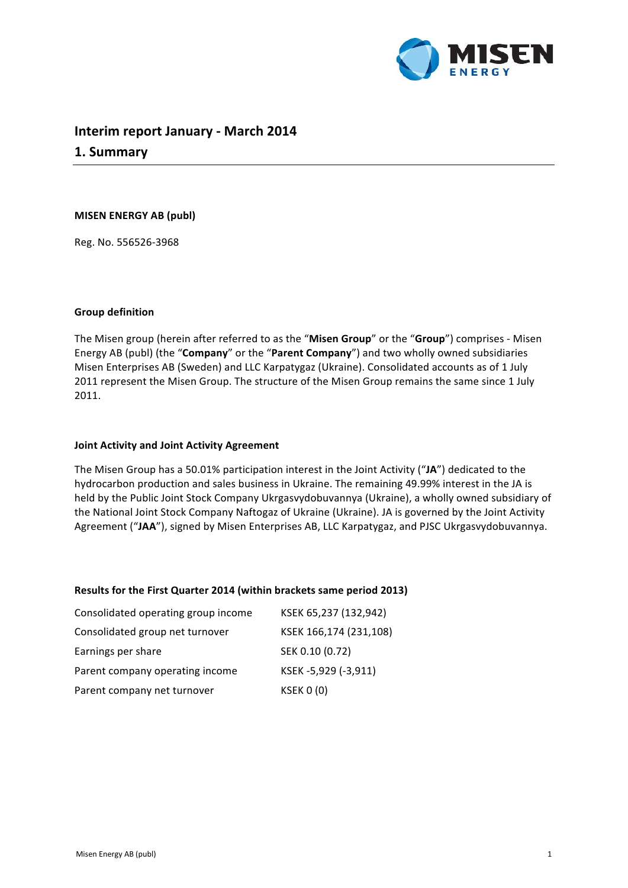# Interim report January - March 2014

## 1. Summary

**MISEN ENERGY AB (publ)**

Reg. No. 556526-3968

**Group definition**

The Misen group (herein after referred to as the "**Misen Group**" or the "**Group**") comprises - Misen Energy AB (publ) (the "**Company**" or the "**Parent Company**") and two wholly owned subsidiaries Misen Enterprises AB (Sweden) and LLC Karpatygaz (Ukraine). Consolidated accounts as of 1 July 2011 represent the Misen Group. The structure of the Misen Group remains the same since 1 July 2011.

**Joint Activity and Joint Activity Agreement**

The Misen Group has a 50.01% participation interest in the Joint Activity ("**JA**") dedicated to the hydrocarbon production and sales business in Ukraine. The remaining 49.99% interest in the JA is held by the Public Joint Stock Company Ukrgasvydobuvannya (Ukraine), a wholly owned subsidiary of the National Joint Stock Company Naftogaz of Ukraine (Ukraine). JA is governed by the Joint Activity Agreement ("**JAA**"), signed by Misen Enterprises AB, LLC Karpatygaz, and PJSC Ukrgasvydobuvannya.

**Results for the First Quarter 2014 (within brackets same period 2013)**

| | |
|---|---|
| Consolidated operating group income | KSEK 65,237 (132,942) |
| Consolidated group net turnover | KSEK 166,174 (231,108) |
| Earnings per share | SEK 0.10 (0.72) |
| Parent company operating income | KSEK -5,929 (-3,911) |
| Parent company net turnover | KSEK 0 (0) |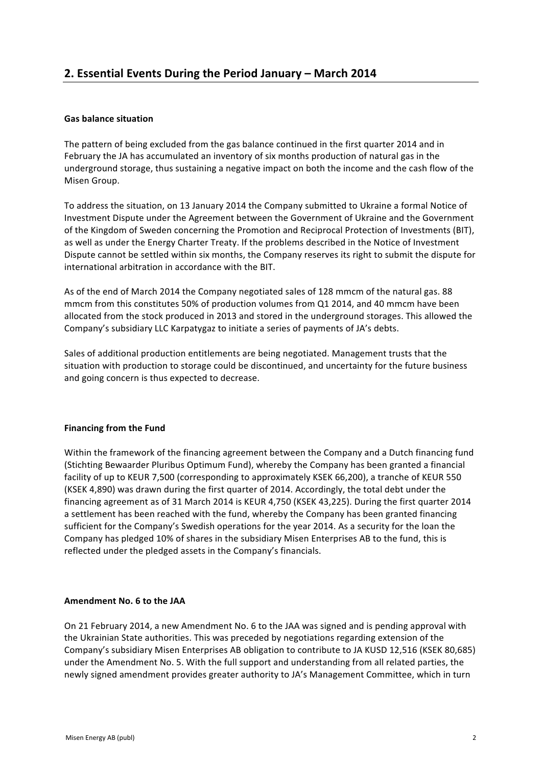## 2. Essential Events During the Period January – March 2014

**Gas balance situation**

The pattern of being excluded from the gas balance continued in the first quarter 2014 and in February the JA has accumulated an inventory of six months production of natural gas in the underground storage, thus sustaining a negative impact on both the income and the cash flow of the Misen Group.

To address the situation, on 13 January 2014 the Company submitted to Ukraine a formal Notice of Investment Dispute under the Agreement between the Government of Ukraine and the Government of the Kingdom of Sweden concerning the Promotion and Reciprocal Protection of Investments (BIT), as well as under the Energy Charter Treaty. If the problems described in the Notice of Investment Dispute cannot be settled within six months, the Company reserves its right to submit the dispute for international arbitration in accordance with the BIT.

As of the end of March 2014 the Company negotiated sales of 128 mmcm of the natural gas. 88 mmcm from this constitutes 50% of production volumes from Q1 2014, and 40 mmcm have been allocated from the stock produced in 2013 and stored in the underground storages. This allowed the Company's subsidiary LLC Karpatygaz to initiate a series of payments of JA's debts.

Sales of additional production entitlements are being negotiated. Management trusts that the situation with production to storage could be discontinued, and uncertainty for the future business and going concern is thus expected to decrease.

**Financing from the Fund**

Within the framework of the financing agreement between the Company and a Dutch financing fund (Stichting Bewaarder Pluribus Optimum Fund), whereby the Company has been granted a financial facility of up to KEUR 7,500 (corresponding to approximately KSEK 66,200), a tranche of KEUR 550 (KSEK 4,890) was drawn during the first quarter of 2014. Accordingly, the total debt under the financing agreement as of 31 March 2014 is KEUR 4,750 (KSEK 43,225). During the first quarter 2014 a settlement has been reached with the fund, whereby the Company has been granted financing sufficient for the Company's Swedish operations for the year 2014. As a security for the loan the Company has pledged 10% of shares in the subsidiary Misen Enterprises AB to the fund, this is reflected under the pledged assets in the Company's financials.

**Amendment No. 6 to the JAA**

On 21 February 2014, a new Amendment No. 6 to the JAA was signed and is pending approval with the Ukrainian State authorities. This was preceded by negotiations regarding extension of the Company's subsidiary Misen Enterprises AB obligation to contribute to JA KUSD 12,516 (KSEK 80,685) under the Amendment No. 5. With the full support and understanding from all related parties, the newly signed amendment provides greater authority to JA's Management Committee, which in turn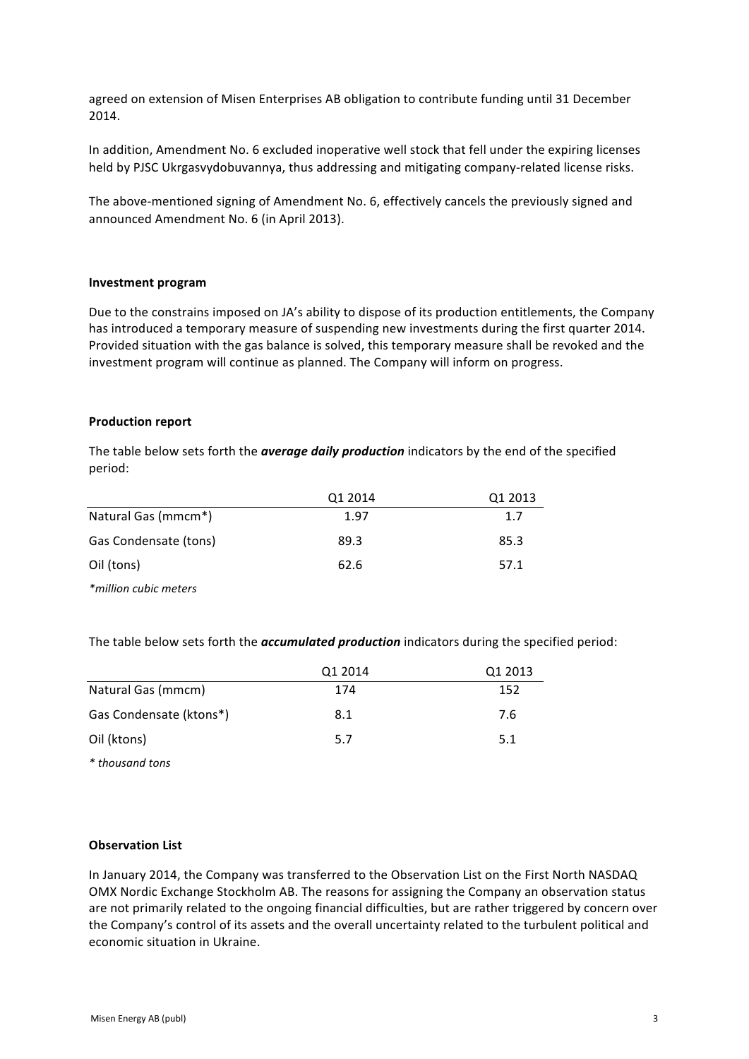agreed on extension of Misen Enterprises AB obligation to contribute funding until 31 December 2014.

In addition, Amendment No. 6 excluded inoperative well stock that fell under the expiring licenses held by PJSC Ukrgasvydobuvannya, thus addressing and mitigating company-related license risks.

The above-mentioned signing of Amendment No. 6, effectively cancels the previously signed and announced Amendment No. 6 (in April 2013).

**Investment program**

Due to the constrains imposed on JA's ability to dispose of its production entitlements, the Company has introduced a temporary measure of suspending new investments during the first quarter 2014. Provided situation with the gas balance is solved, this temporary measure shall be revoked and the investment program will continue as planned. The Company will inform on progress.

**Production report**

The table below sets forth the ***average daily production*** indicators by the end of the specified period:

| | Q1 2014 | Q1 2013 |
|---|---|---|
| Natural Gas (mmcm*) | 1.97 | 1.7 |
| Gas Condensate (tons) | 89.3 | 85.3 |
| Oil (tons) | 62.6 | 57.1 |

*\*million cubic meters*

The table below sets forth the ***accumulated production*** indicators during the specified period:

| | Q1 2014 | Q1 2013 |
|---|---|---|
| Natural Gas (mmcm) | 174 | 152 |
| Gas Condensate (ktons*) | 8.1 | 7.6 |
| Oil (ktons) | 5.7 | 5.1 |

*\* thousand tons*

**Observation List**

In January 2014, the Company was transferred to the Observation List on the First North NASDAQ OMX Nordic Exchange Stockholm AB. The reasons for assigning the Company an observation status are not primarily related to the ongoing financial difficulties, but are rather triggered by concern over the Company's control of its assets and the overall uncertainty related to the turbulent political and economic situation in Ukraine.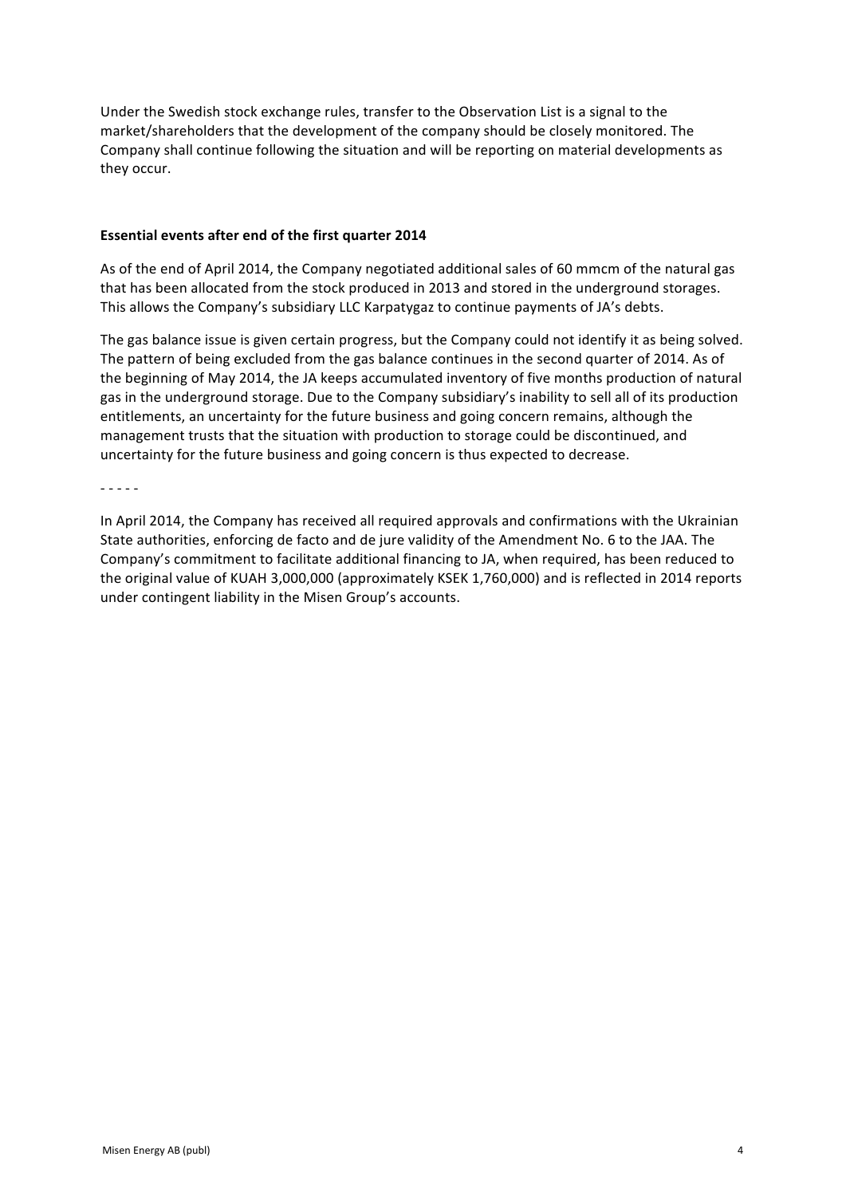Under the Swedish stock exchange rules, transfer to the Observation List is a signal to the market/shareholders that the development of the company should be closely monitored. The Company shall continue following the situation and will be reporting on material developments as they occur.

**Essential events after end of the first quarter 2014**

As of the end of April 2014, the Company negotiated additional sales of 60 mmcm of the natural gas that has been allocated from the stock produced in 2013 and stored in the underground storages. This allows the Company's subsidiary LLC Karpatygaz to continue payments of JA's debts.

The gas balance issue is given certain progress, but the Company could not identify it as being solved. The pattern of being excluded from the gas balance continues in the second quarter of 2014. As of the beginning of May 2014, the JA keeps accumulated inventory of five months production of natural gas in the underground storage. Due to the Company subsidiary's inability to sell all of its production entitlements, an uncertainty for the future business and going concern remains, although the management trusts that the situation with production to storage could be discontinued, and uncertainty for the future business and going concern is thus expected to decrease.

\- - - - -

In April 2014, the Company has received all required approvals and confirmations with the Ukrainian State authorities, enforcing de facto and de jure validity of the Amendment No. 6 to the JAA. The Company's commitment to facilitate additional financing to JA, when required, has been reduced to the original value of KUAH 3,000,000 (approximately KSEK 1,760,000) and is reflected in 2014 reports under contingent liability in the Misen Group's accounts.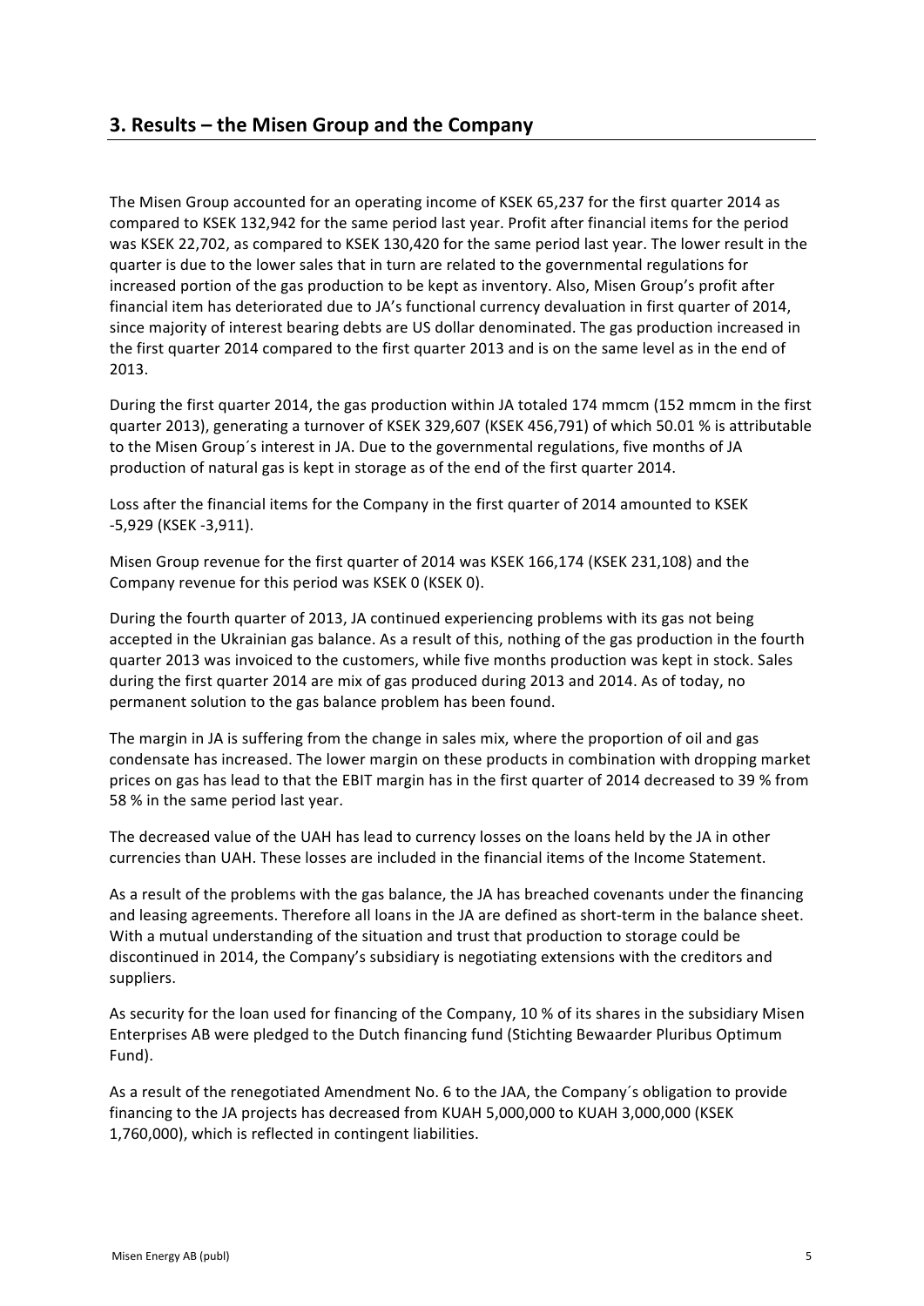## 3. Results – the Misen Group and the Company

The Misen Group accounted for an operating income of KSEK 65,237 for the first quarter 2014 as compared to KSEK 132,942 for the same period last year. Profit after financial items for the period was KSEK 22,702, as compared to KSEK 130,420 for the same period last year. The lower result in the quarter is due to the lower sales that in turn are related to the governmental regulations for increased portion of the gas production to be kept as inventory. Also, Misen Group's profit after financial item has deteriorated due to JA's functional currency devaluation in first quarter of 2014, since majority of interest bearing debts are US dollar denominated. The gas production increased in the first quarter 2014 compared to the first quarter 2013 and is on the same level as in the end of 2013.

During the first quarter 2014, the gas production within JA totaled 174 mmcm (152 mmcm in the first quarter 2013), generating a turnover of KSEK 329,607 (KSEK 456,791) of which 50.01 % is attributable to the Misen Group´s interest in JA. Due to the governmental regulations, five months of JA production of natural gas is kept in storage as of the end of the first quarter 2014.

Loss after the financial items for the Company in the first quarter of 2014 amounted to KSEK -5,929 (KSEK -3,911).

Misen Group revenue for the first quarter of 2014 was KSEK 166,174 (KSEK 231,108) and the Company revenue for this period was KSEK 0 (KSEK 0).

During the fourth quarter of 2013, JA continued experiencing problems with its gas not being accepted in the Ukrainian gas balance. As a result of this, nothing of the gas production in the fourth quarter 2013 was invoiced to the customers, while five months production was kept in stock. Sales during the first quarter 2014 are mix of gas produced during 2013 and 2014. As of today, no permanent solution to the gas balance problem has been found.

The margin in JA is suffering from the change in sales mix, where the proportion of oil and gas condensate has increased. The lower margin on these products in combination with dropping market prices on gas has lead to that the EBIT margin has in the first quarter of 2014 decreased to 39 % from 58 % in the same period last year.

The decreased value of the UAH has lead to currency losses on the loans held by the JA in other currencies than UAH. These losses are included in the financial items of the Income Statement.

As a result of the problems with the gas balance, the JA has breached covenants under the financing and leasing agreements. Therefore all loans in the JA are defined as short-term in the balance sheet. With a mutual understanding of the situation and trust that production to storage could be discontinued in 2014, the Company's subsidiary is negotiating extensions with the creditors and suppliers.

As security for the loan used for financing of the Company, 10 % of its shares in the subsidiary Misen Enterprises AB were pledged to the Dutch financing fund (Stichting Bewaarder Pluribus Optimum Fund).

As a result of the renegotiated Amendment No. 6 to the JAA, the Company´s obligation to provide financing to the JA projects has decreased from KUAH 5,000,000 to KUAH 3,000,000 (KSEK 1,760,000), which is reflected in contingent liabilities.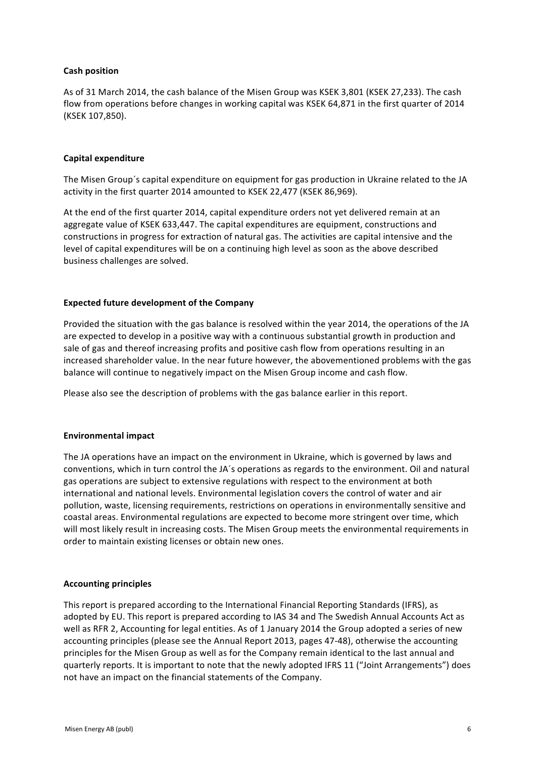## Cash position

As of 31 March 2014, the cash balance of the Misen Group was KSEK 3,801 (KSEK 27,233). The cash flow from operations before changes in working capital was KSEK 64,871 in the first quarter of 2014 (KSEK 107,850).

## Capital expenditure

The Misen Group´s capital expenditure on equipment for gas production in Ukraine related to the JA activity in the first quarter 2014 amounted to KSEK 22,477 (KSEK 86,969).

At the end of the first quarter 2014, capital expenditure orders not yet delivered remain at an aggregate value of KSEK 633,447. The capital expenditures are equipment, constructions and constructions in progress for extraction of natural gas. The activities are capital intensive and the level of capital expenditures will be on a continuing high level as soon as the above described business challenges are solved.

## Expected future development of the Company

Provided the situation with the gas balance is resolved within the year 2014, the operations of the JA are expected to develop in a positive way with a continuous substantial growth in production and sale of gas and thereof increasing profits and positive cash flow from operations resulting in an increased shareholder value. In the near future however, the abovementioned problems with the gas balance will continue to negatively impact on the Misen Group income and cash flow.

Please also see the description of problems with the gas balance earlier in this report.

## Environmental impact

The JA operations have an impact on the environment in Ukraine, which is governed by laws and conventions, which in turn control the JA´s operations as regards to the environment. Oil and natural gas operations are subject to extensive regulations with respect to the environment at both international and national levels. Environmental legislation covers the control of water and air pollution, waste, licensing requirements, restrictions on operations in environmentally sensitive and coastal areas. Environmental regulations are expected to become more stringent over time, which will most likely result in increasing costs. The Misen Group meets the environmental requirements in order to maintain existing licenses or obtain new ones.

## Accounting principles

This report is prepared according to the International Financial Reporting Standards (IFRS), as adopted by EU. This report is prepared according to IAS 34 and The Swedish Annual Accounts Act as well as RFR 2, Accounting for legal entities. As of 1 January 2014 the Group adopted a series of new accounting principles (please see the Annual Report 2013, pages 47-48), otherwise the accounting principles for the Misen Group as well as for the Company remain identical to the last annual and quarterly reports. It is important to note that the newly adopted IFRS 11 ("Joint Arrangements") does not have an impact on the financial statements of the Company.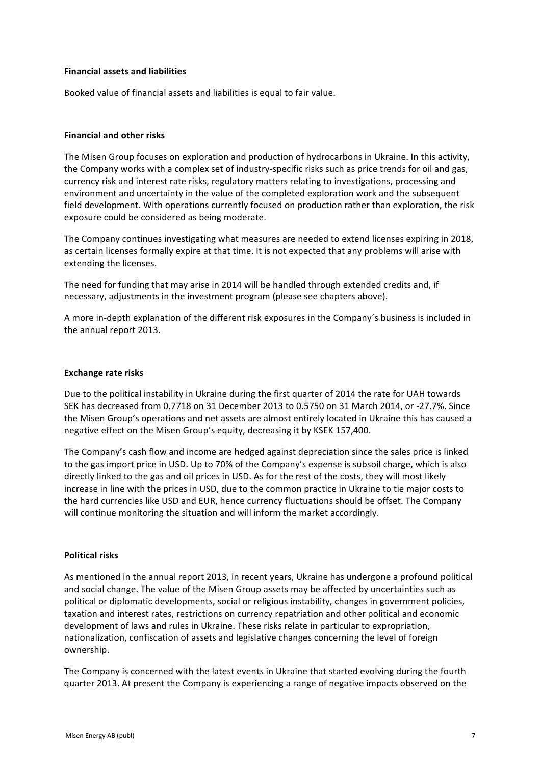**Financial assets and liabilities**

Booked value of financial assets and liabilities is equal to fair value.

**Financial and other risks**

The Misen Group focuses on exploration and production of hydrocarbons in Ukraine. In this activity, the Company works with a complex set of industry-specific risks such as price trends for oil and gas, currency risk and interest rate risks, regulatory matters relating to investigations, processing and environment and uncertainty in the value of the completed exploration work and the subsequent field development. With operations currently focused on production rather than exploration, the risk exposure could be considered as being moderate.

The Company continues investigating what measures are needed to extend licenses expiring in 2018, as certain licenses formally expire at that time. It is not expected that any problems will arise with extending the licenses.

The need for funding that may arise in 2014 will be handled through extended credits and, if necessary, adjustments in the investment program (please see chapters above).

A more in-depth explanation of the different risk exposures in the Company´s business is included in the annual report 2013.

**Exchange rate risks**

Due to the political instability in Ukraine during the first quarter of 2014 the rate for UAH towards SEK has decreased from 0.7718 on 31 December 2013 to 0.5750 on 31 March 2014, or -27.7%. Since the Misen Group's operations and net assets are almost entirely located in Ukraine this has caused a negative effect on the Misen Group's equity, decreasing it by KSEK 157,400.

The Company's cash flow and income are hedged against depreciation since the sales price is linked to the gas import price in USD. Up to 70% of the Company's expense is subsoil charge, which is also directly linked to the gas and oil prices in USD. As for the rest of the costs, they will most likely increase in line with the prices in USD, due to the common practice in Ukraine to tie major costs to the hard currencies like USD and EUR, hence currency fluctuations should be offset. The Company will continue monitoring the situation and will inform the market accordingly.

**Political risks**

As mentioned in the annual report 2013, in recent years, Ukraine has undergone a profound political and social change. The value of the Misen Group assets may be affected by uncertainties such as political or diplomatic developments, social or religious instability, changes in government policies, taxation and interest rates, restrictions on currency repatriation and other political and economic development of laws and rules in Ukraine. These risks relate in particular to expropriation, nationalization, confiscation of assets and legislative changes concerning the level of foreign ownership.

The Company is concerned with the latest events in Ukraine that started evolving during the fourth quarter 2013. At present the Company is experiencing a range of negative impacts observed on the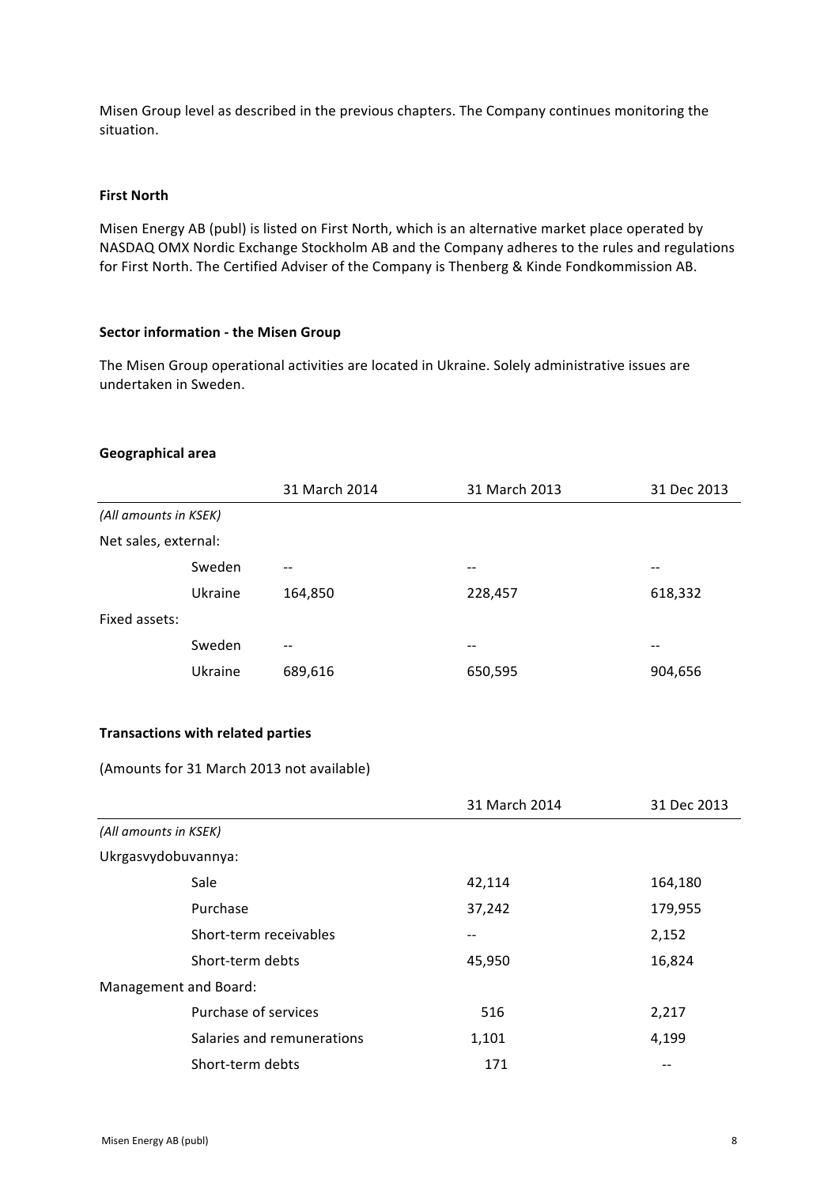Misen Group level as described in the previous chapters. The Company continues monitoring the situation.

**First North**

Misen Energy AB (publ) is listed on First North, which is an alternative market place operated by NASDAQ OMX Nordic Exchange Stockholm AB and the Company adheres to the rules and regulations for First North. The Certified Adviser of the Company is Thenberg & Kinde Fondkommission AB.

**Sector information - the Misen Group**

The Misen Group operational activities are located in Ukraine. Solely administrative issues are undertaken in Sweden.

**Geographical area**

| | | 31 March 2014 | 31 March 2013 | 31 Dec 2013 |
|---|---|---|---|---|
| *(All amounts in KSEK)* | | | | |
| Net sales, external: | | | | |
| | Sweden | -- | -- | -- |
| | Ukraine | 164,850 | 228,457 | 618,332 |
| Fixed assets: | | | | |
| | Sweden | -- | -- | -- |
| | Ukraine | 689,616 | 650,595 | 904,656 |

**Transactions with related parties**

(Amounts for 31 March 2013 not available)

| | | 31 March 2014 | 31 Dec 2013 |
|---|---|---|---|
| *(All amounts in KSEK)* | | | |
| Ukrgasvydobuvannya: | | | |
| | Sale | 42,114 | 164,180 |
| | Purchase | 37,242 | 179,955 |
| | Short-term receivables | -- | 2,152 |
| | Short-term debts | 45,950 | 16,824 |
| Management and Board: | | | |
| | Purchase of services | 516 | 2,217 |
| | Salaries and remunerations | 1,101 | 4,199 |
| | Short-term debts | 171 | -- |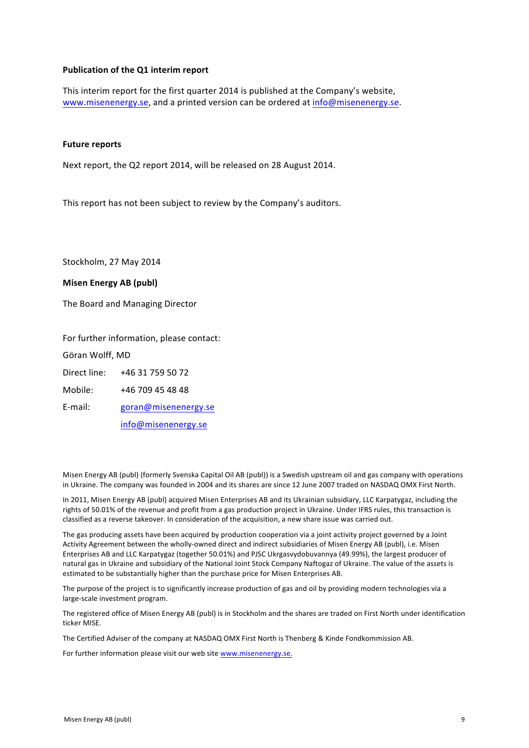**Publication of the Q1 interim report**

This interim report for the first quarter 2014 is published at the Company's website, www.misenenergy.se, and a printed version can be ordered at info@misenenergy.se.

**Future reports**

Next report, the Q2 report 2014, will be released on 28 August 2014.

This report has not been subject to review by the Company's auditors.

Stockholm, 27 May 2014

**Misen Energy AB (publ)**

The Board and Managing Director

For further information, please contact:

Göran Wolff, MD

Direct line: +46 31 759 50 72

Mobile: +46 709 45 48 48

E-mail: goran@misenenergy.se

info@misenenergy.se

Misen Energy AB (publ) (formerly Svenska Capital Oil AB (publ)) is a Swedish upstream oil and gas company with operations in Ukraine. The company was founded in 2004 and its shares are since 12 June 2007 traded on NASDAQ OMX First North.

In 2011, Misen Energy AB (publ) acquired Misen Enterprises AB and its Ukrainian subsidiary, LLC Karpatygaz, including the rights of 50.01% of the revenue and profit from a gas production project in Ukraine. Under IFRS rules, this transaction is classified as a reverse takeover. In consideration of the acquisition, a new share issue was carried out.

The gas producing assets have been acquired by production cooperation via a joint activity project governed by a Joint Activity Agreement between the wholly-owned direct and indirect subsidiaries of Misen Energy AB (publ), i.e. Misen Enterprises AB and LLC Karpatygaz (together 50.01%) and PJSC Ukrgasvydobuvannya (49.99%), the largest producer of natural gas in Ukraine and subsidiary of the National Joint Stock Company Naftogaz of Ukraine. The value of the assets is estimated to be substantially higher than the purchase price for Misen Enterprises AB.

The purpose of the project is to significantly increase production of gas and oil by providing modern technologies via a large-scale investment program.

The registered office of Misen Energy AB (publ) is in Stockholm and the shares are traded on First North under identification ticker MISE.

The Certified Adviser of the company at NASDAQ OMX First North is Thenberg & Kinde Fondkommission AB.

For further information please visit our web site www.misenenergy.se.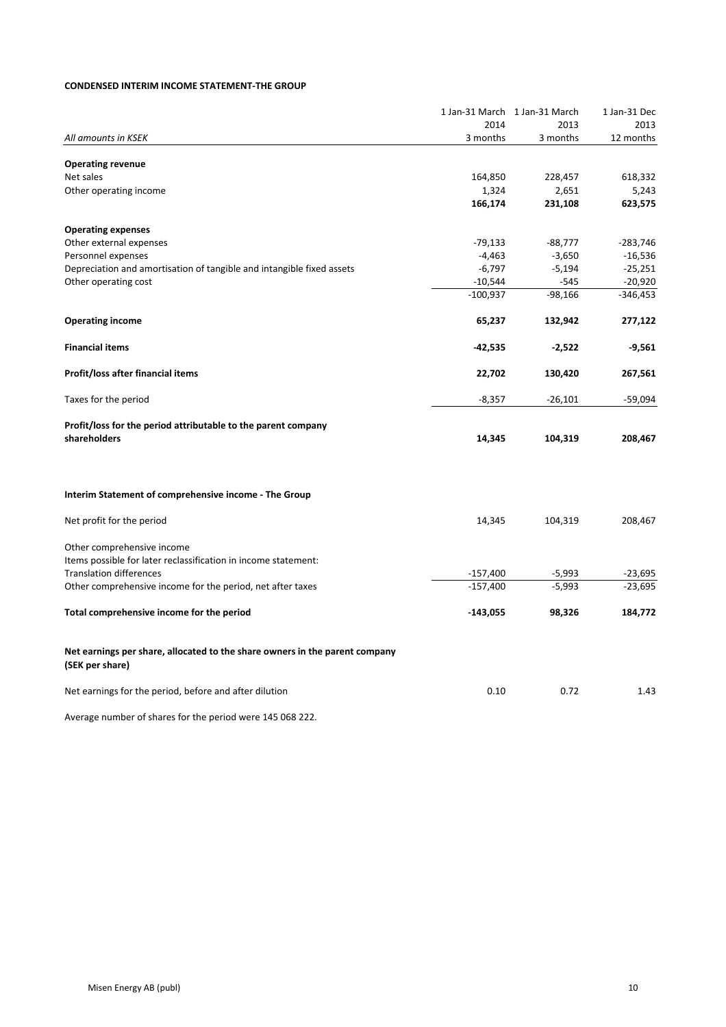**CONDENSED INTERIM INCOME STATEMENT-THE GROUP**

| *All amounts in KSEK* | 1 Jan-31 March 2014 3 months | 1 Jan-31 March 2013 3 months | 1 Jan-31 Dec 2013 12 months |
|---|---|---|---|
| **Operating revenue** | | | |
| Net sales | 164,850 | 228,457 | 618,332 |
| Other operating income | 1,324 | 2,651 | 5,243 |
| | **166,174** | **231,108** | **623,575** |
| **Operating expenses** | | | |
| Other external expenses | -79,133 | -88,777 | -283,746 |
| Personnel expenses | -4,463 | -3,650 | -16,536 |
| Depreciation and amortisation of tangible and intangible fixed assets | -6,797 | -5,194 | -25,251 |
| Other operating cost | -10,544 | -545 | -20,920 |
| | -100,937 | -98,166 | -346,453 |
| **Operating income** | **65,237** | **132,942** | **277,122** |
| **Financial items** | **-42,535** | **-2,522** | **-9,561** |
| **Profit/loss after financial items** | **22,702** | **130,420** | **267,561** |
| Taxes for the period | -8,357 | -26,101 | -59,094 |
| **Profit/loss for the period attributable to the parent company shareholders** | **14,345** | **104,319** | **208,467** |

**Interim Statement of comprehensive income - The Group**

| | | | |
|---|---|---|---|
| Net profit for the period | 14,345 | 104,319 | 208,467 |
| Other comprehensive income | | | |
| Items possible for later reclassification in income statement: | | | |
| Translation differences | -157,400 | -5,993 | -23,695 |
| Other comprehensive income for the period, net after taxes | -157,400 | -5,993 | -23,695 |
| **Total comprehensive income for the period** | **-143,055** | **98,326** | **184,772** |
| **Net earnings per share, allocated to the share owners in the parent company (SEK per share)** | | | |
| Net earnings for the period, before and after dilution | 0.10 | 0.72 | 1.43 |

Average number of shares for the period were 145 068 222.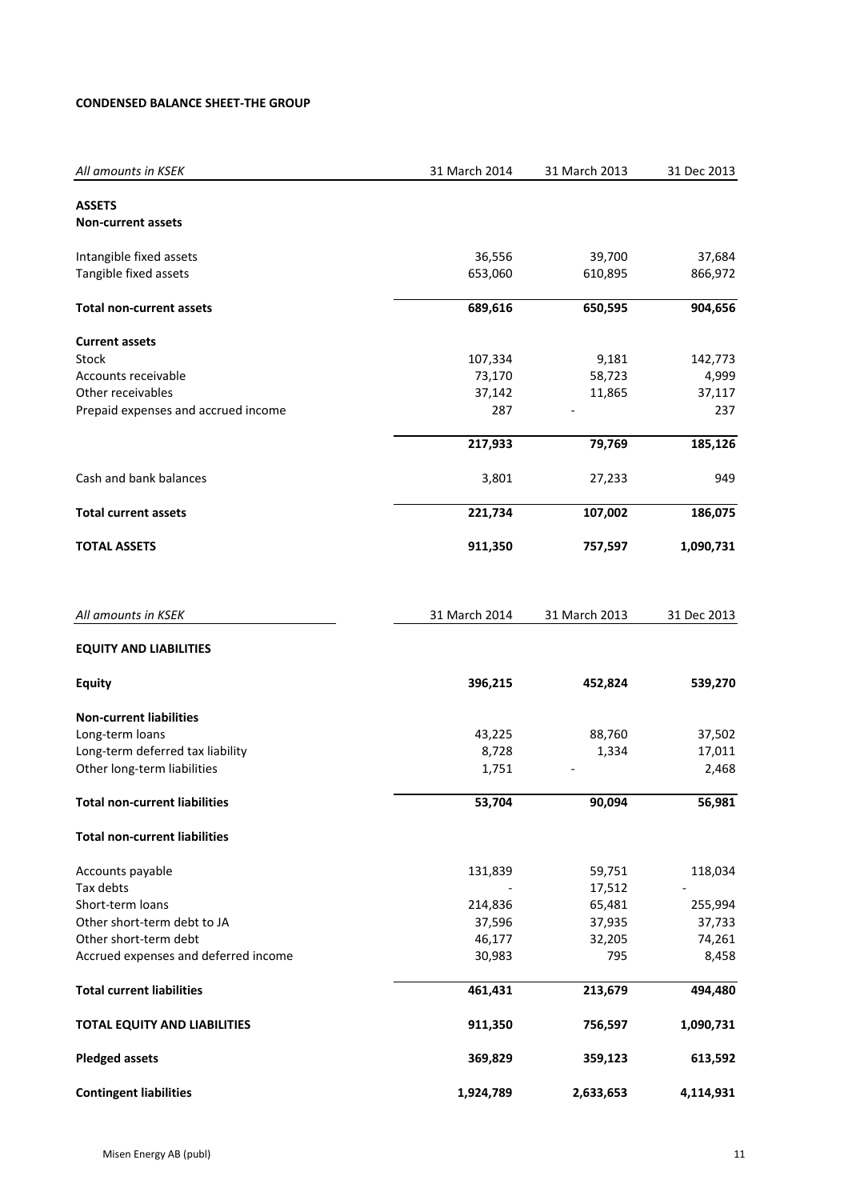**CONDENSED BALANCE SHEET-THE GROUP**

| *All amounts in KSEK* | 31 March 2014 | 31 March 2013 | 31 Dec 2013 |
|---|---|---|---|
| **ASSETS** | | | |
| **Non-current assets** | | | |
| Intangible fixed assets | 36,556 | 39,700 | 37,684 |
| Tangible fixed assets | 653,060 | 610,895 | 866,972 |
| **Total non-current assets** | **689,616** | **650,595** | **904,656** |
| **Current assets** | | | |
| Stock | 107,334 | 9,181 | 142,773 |
| Accounts receivable | 73,170 | 58,723 | 4,999 |
| Other receivables | 37,142 | 11,865 | 37,117 |
| Prepaid expenses and accrued income | 287 | - | 237 |
| | **217,933** | **79,769** | **185,126** |
| Cash and bank balances | 3,801 | 27,233 | 949 |
| **Total current assets** | **221,734** | **107,002** | **186,075** |
| **TOTAL ASSETS** | **911,350** | **757,597** | **1,090,731** |

| *All amounts in KSEK* | 31 March 2014 | 31 March 2013 | 31 Dec 2013 |
|---|---|---|---|
| **EQUITY AND LIABILITIES** | | | |
| **Equity** | **396,215** | **452,824** | **539,270** |
| **Non-current liabilities** | | | |
| Long-term loans | 43,225 | 88,760 | 37,502 |
| Long-term deferred tax liability | 8,728 | 1,334 | 17,011 |
| Other long-term liabilities | 1,751 | - | 2,468 |
| **Total non-current liabilities** | **53,704** | **90,094** | **56,981** |
| **Total non-current liabilities** | | | |
| Accounts payable | 131,839 | 59,751 | 118,034 |
| Tax debts | - | 17,512 | - |
| Short-term loans | 214,836 | 65,481 | 255,994 |
| Other short-term debt to JA | 37,596 | 37,935 | 37,733 |
| Other short-term debt | 46,177 | 32,205 | 74,261 |
| Accrued expenses and deferred income | 30,983 | 795 | 8,458 |
| **Total current liabilities** | **461,431** | **213,679** | **494,480** |
| **TOTAL EQUITY AND LIABILITIES** | **911,350** | **756,597** | **1,090,731** |
| **Pledged assets** | **369,829** | **359,123** | **613,592** |
| **Contingent liabilities** | **1,924,789** | **2,633,653** | **4,114,931** |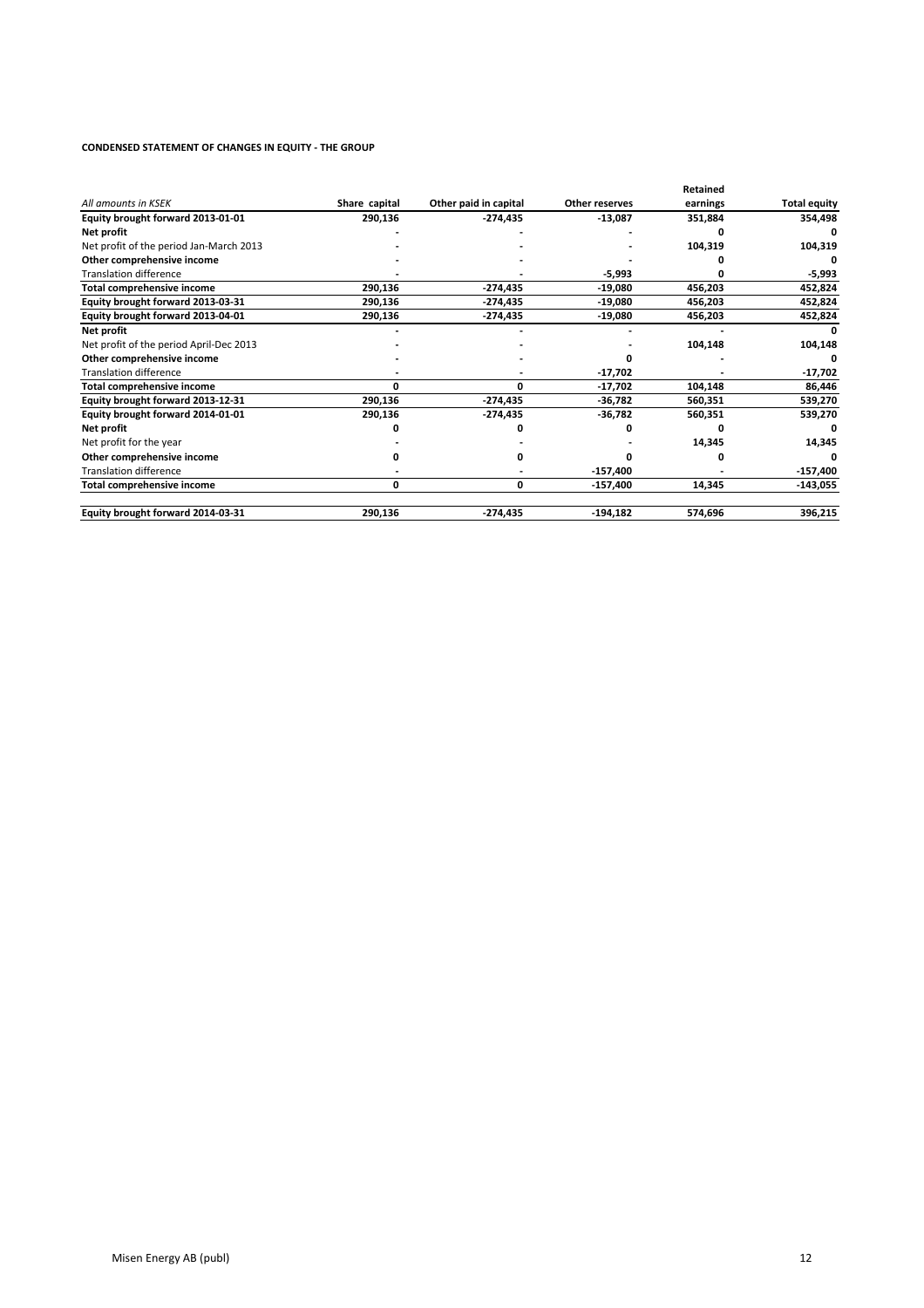**CONDENSED STATEMENT OF CHANGES IN EQUITY - THE GROUP**

| *All amounts in KSEK* | Share capital | Other paid in capital | Other reserves | Retained earnings | Total equity |
|---|---|---|---|---|---|
| **Equity brought forward 2013-01-01** | **290,136** | **-274,435** | **-13,087** | **351,884** | **354,498** |
| **Net profit** | **-** | **-** | **-** | **0** | **0** |
| Net profit of the period Jan-March 2013 | - | - | - | 104,319 | 104,319 |
| **Other comprehensive income** | **-** | **-** | **-** | **0** | **0** |
| Translation difference | - | - | -5,993 | 0 | -5,993 |
| **Total comprehensive income** | **290,136** | **-274,435** | **-19,080** | **456,203** | **452,824** |
| **Equity brought forward 2013-03-31** | **290,136** | **-274,435** | **-19,080** | **456,203** | **452,824** |
| **Equity brought forward 2013-04-01** | **290,136** | **-274,435** | **-19,080** | **456,203** | **452,824** |
| **Net profit** | **-** | **-** | **-** | **-** | **0** |
| Net profit of the period April-Dec 2013 | - | - | - | 104,148 | 104,148 |
| **Other comprehensive income** | **-** | **-** | **0** | **-** | **0** |
| Translation difference | - | - | -17,702 | - | -17,702 |
| **Total comprehensive income** | **0** | **0** | **-17,702** | **104,148** | **86,446** |
| **Equity brought forward 2013-12-31** | **290,136** | **-274,435** | **-36,782** | **560,351** | **539,270** |
| **Equity brought forward 2014-01-01** | **290,136** | **-274,435** | **-36,782** | **560,351** | **539,270** |
| **Net profit** | **0** | **0** | **0** | **0** | **0** |
| Net profit for the year | - | - | - | 14,345 | 14,345 |
| **Other comprehensive income** | **0** | **0** | **0** | **0** | **0** |
| Translation difference | - | - | -157,400 | - | -157,400 |
| **Total comprehensive income** | **0** | **0** | **-157,400** | **14,345** | **-143,055** |
| **Equity brought forward 2014-03-31** | **290,136** | **-274,435** | **-194,182** | **574,696** | **396,215** |

Misen Energy AB (publ)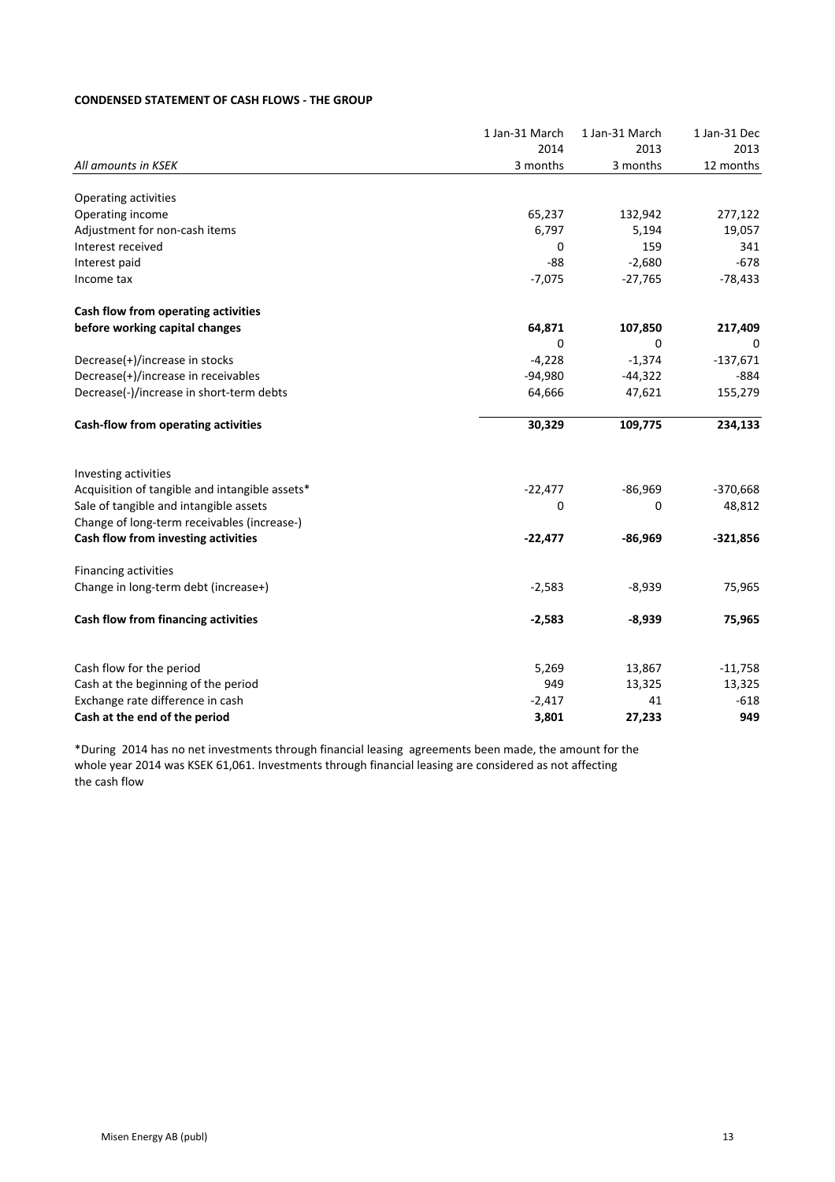**CONDENSED STATEMENT OF CASH FLOWS - THE GROUP**

| *All amounts in KSEK* | 1 Jan-31 March 2014 3 months | 1 Jan-31 March 2013 3 months | 1 Jan-31 Dec 2013 12 months |
|---|---|---|---|
| Operating activities | | | |
| Operating income | 65,237 | 132,942 | 277,122 |
| Adjustment for non-cash items | 6,797 | 5,194 | 19,057 |
| Interest received | 0 | 159 | 341 |
| Interest paid | -88 | -2,680 | -678 |
| Income tax | -7,075 | -27,765 | -78,433 |
| **Cash flow from operating activities before working capital changes** | **64,871** | **107,850** | **217,409** |
| | 0 | 0 | 0 |
| Decrease(+)/increase in stocks | -4,228 | -1,374 | -137,671 |
| Decrease(+)/increase in receivables | -94,980 | -44,322 | -884 |
| Decrease(-)/increase in short-term debts | 64,666 | 47,621 | 155,279 |
| **Cash-flow from operating activities** | **30,329** | **109,775** | **234,133** |
| Investing activities | | | |
| Acquisition of tangible and intangible assets* | -22,477 | -86,969 | -370,668 |
| Sale of tangible and intangible assets | 0 | 0 | 48,812 |
| Change of long-term receivables (increase-) | | | |
| **Cash flow from investing activities** | **-22,477** | **-86,969** | **-321,856** |
| Financing activities | | | |
| Change in long-term debt (increase+) | -2,583 | -8,939 | 75,965 |
| **Cash flow from financing activities** | **-2,583** | **-8,939** | **75,965** |
| Cash flow for the period | 5,269 | 13,867 | -11,758 |
| Cash at the beginning of the period | 949 | 13,325 | 13,325 |
| Exchange rate difference in cash | -2,417 | 41 | -618 |
| **Cash at the end of the period** | **3,801** | **27,233** | **949** |

*During 2014 has no net investments through financial leasing agreements been made, the amount for the whole year 2014 was KSEK 61,061. Investments through financial leasing are considered as not affecting the cash flow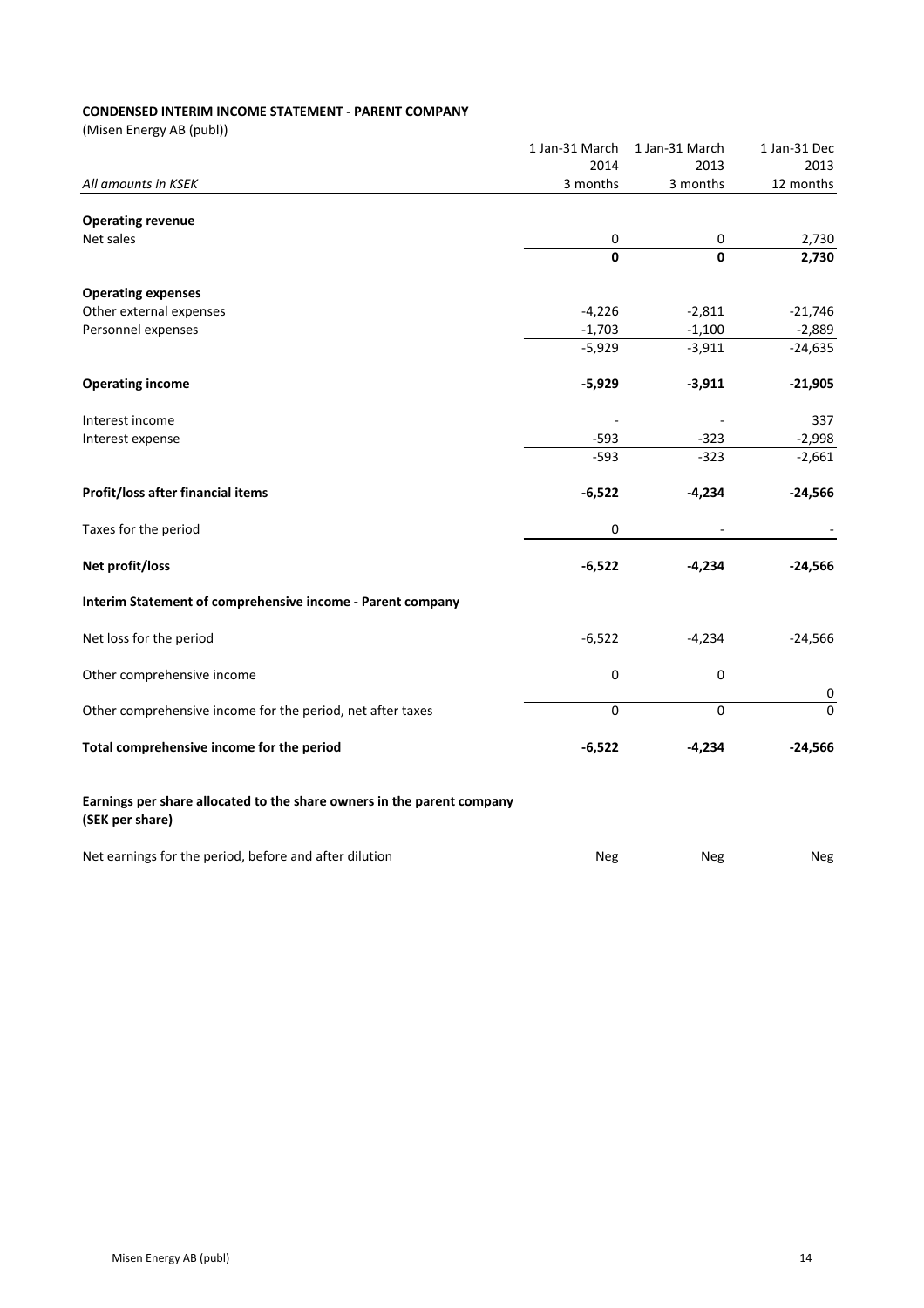**CONDENSED INTERIM INCOME STATEMENT - PARENT COMPANY**

(Misen Energy AB (publ))

| *All amounts in KSEK* | 1 Jan-31 March 2014 3 months | 1 Jan-31 March 2013 3 months | 1 Jan-31 Dec 2013 12 months |
|---|---|---|---|
| **Operating revenue** | | | |
| Net sales | 0 | 0 | 2,730 |
| | **0** | **0** | **2,730** |
| **Operating expenses** | | | |
| Other external expenses | -4,226 | -2,811 | -21,746 |
| Personnel expenses | -1,703 | -1,100 | -2,889 |
| | -5,929 | -3,911 | -24,635 |
| **Operating income** | **-5,929** | **-3,911** | **-21,905** |
| Interest income | - | - | 337 |
| Interest expense | -593 | -323 | -2,998 |
| | -593 | -323 | -2,661 |
| **Profit/loss after financial items** | **-6,522** | **-4,234** | **-24,566** |
| Taxes for the period | 0 | - | - |
| **Net profit/loss** | **-6,522** | **-4,234** | **-24,566** |
| **Interim Statement of comprehensive income - Parent company** | | | |
| Net loss for the period | -6,522 | -4,234 | -24,566 |
| Other comprehensive income | 0 | 0 | 0 |
| Other comprehensive income for the period, net after taxes | 0 | 0 | 0 |
| **Total comprehensive income for the period** | **-6,522** | **-4,234** | **-24,566** |
| **Earnings per share allocated to the share owners in the parent company (SEK per share)** | | | |
| Net earnings for the period, before and after dilution | Neg | Neg | Neg |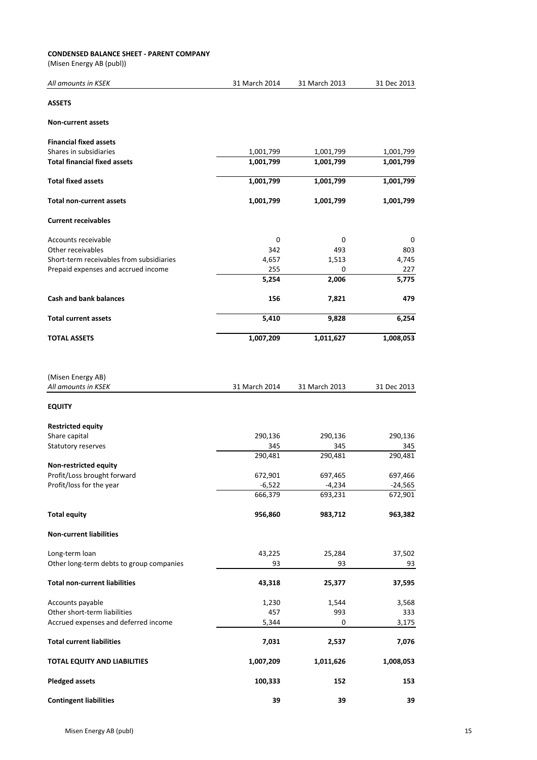**CONDENSED BALANCE SHEET - PARENT COMPANY**

(Misen Energy AB (publ))

| *All amounts in KSEK* | 31 March 2014 | 31 March 2013 | 31 Dec 2013 |
|---|---|---|---|
| **ASSETS** | | | |
| **Non-current assets** | | | |
| **Financial fixed assets** | | | |
| Shares in subsidiaries | 1,001,799 | 1,001,799 | 1,001,799 |
| **Total financial fixed assets** | **1,001,799** | **1,001,799** | **1,001,799** |
| **Total fixed assets** | **1,001,799** | **1,001,799** | **1,001,799** |
| **Total non-current assets** | **1,001,799** | **1,001,799** | **1,001,799** |
| **Current receivables** | | | |
| Accounts receivable | 0 | 0 | 0 |
| Other receivables | 342 | 493 | 803 |
| Short-term receivables from subsidiaries | 4,657 | 1,513 | 4,745 |
| Prepaid expenses and accrued income | 255 | 0 | 227 |
| | **5,254** | **2,006** | **5,775** |
| **Cash and bank balances** | **156** | **7,821** | **479** |
| **Total current assets** | **5,410** | **9,828** | **6,254** |
| **TOTAL ASSETS** | **1,007,209** | **1,011,627** | **1,008,053** |

(Misen Energy AB)

| *All amounts in KSEK* | 31 March 2014 | 31 March 2013 | 31 Dec 2013 |
|---|---|---|---|
| **EQUITY** | | | |
| **Restricted equity** | | | |
| Share capital | 290,136 | 290,136 | 290,136 |
| Statutory reserves | 345 | 345 | 345 |
| | 290,481 | 290,481 | 290,481 |
| **Non-restricted equity** | | | |
| Profit/Loss brought forward | 672,901 | 697,465 | 697,466 |
| Profit/loss for the year | -6,522 | -4,234 | -24,565 |
| | 666,379 | 693,231 | 672,901 |
| **Total equity** | **956,860** | **983,712** | **963,382** |
| **Non-current liabilities** | | | |
| Long-term loan | 43,225 | 25,284 | 37,502 |
| Other long-term debts to group companies | 93 | 93 | 93 |
| **Total non-current liabilities** | **43,318** | **25,377** | **37,595** |
| Accounts payable | 1,230 | 1,544 | 3,568 |
| Other short-term liabilities | 457 | 993 | 333 |
| Accrued expenses and deferred income | 5,344 | 0 | 3,175 |
| **Total current liabilities** | **7,031** | **2,537** | **7,076** |
| **TOTAL EQUITY AND LIABILITIES** | **1,007,209** | **1,011,626** | **1,008,053** |
| **Pledged assets** | **100,333** | **152** | **153** |
| **Contingent liabilities** | **39** | **39** | **39** |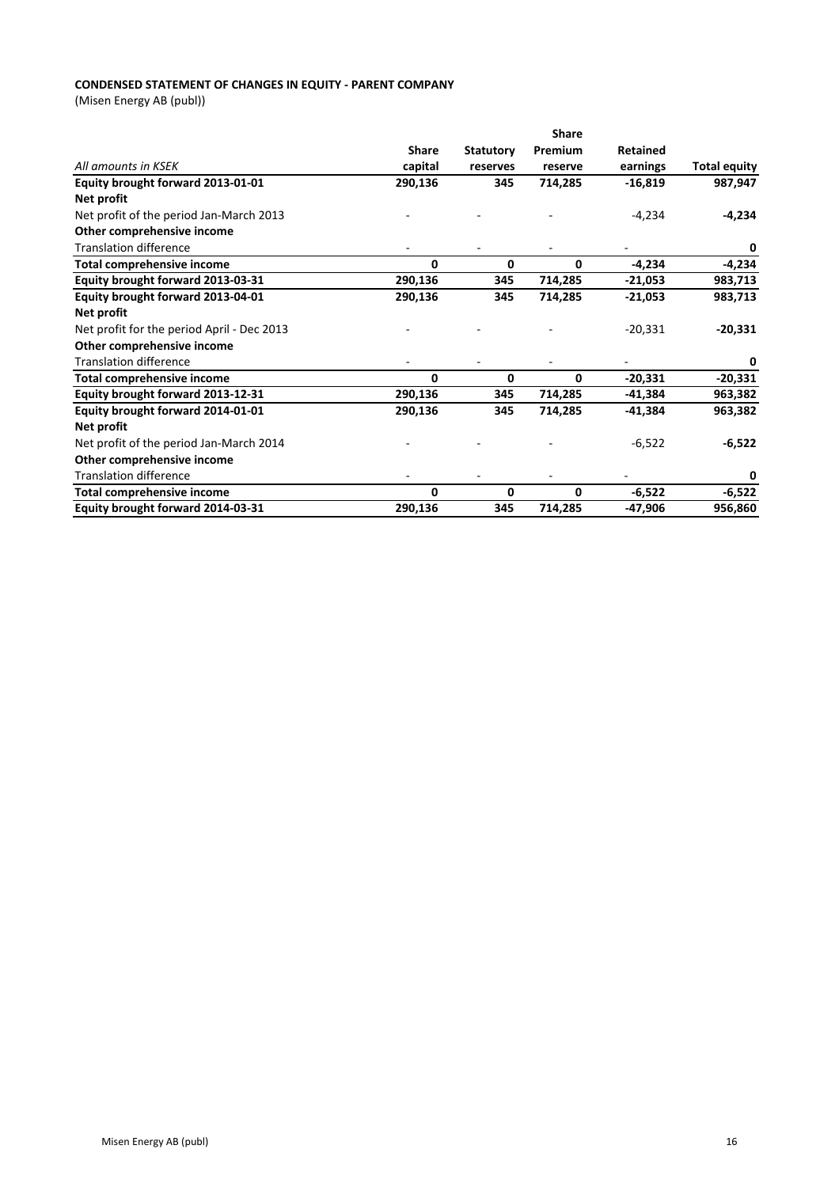**CONDENSED STATEMENT OF CHANGES IN EQUITY - PARENT COMPANY**

(Misen Energy AB (publ))

| *All amounts in KSEK* | Share capital | Statutory reserves | Share Premium reserve | Retained earnings | Total equity |
|---|---|---|---|---|---|
| **Equity brought forward 2013-01-01** | **290,136** | **345** | **714,285** | **-16,819** | **987,947** |
| **Net profit** | | | | | |
| Net profit of the period Jan-March 2013 | - | - | - | -4,234 | **-4,234** |
| **Other comprehensive income** | | | | | |
| Translation difference | - | - | - | - | **0** |
| **Total comprehensive income** | **0** | **0** | **0** | **-4,234** | **-4,234** |
| **Equity brought forward 2013-03-31** | **290,136** | **345** | **714,285** | **-21,053** | **983,713** |
| **Equity brought forward 2013-04-01** | **290,136** | **345** | **714,285** | **-21,053** | **983,713** |
| **Net profit** | | | | | |
| Net profit for the period April - Dec 2013 | - | - | - | -20,331 | **-20,331** |
| **Other comprehensive income** | | | | | |
| Translation difference | - | - | - | - | **0** |
| **Total comprehensive income** | **0** | **0** | **0** | **-20,331** | **-20,331** |
| **Equity brought forward 2013-12-31** | **290,136** | **345** | **714,285** | **-41,384** | **963,382** |
| **Equity brought forward 2014-01-01** | **290,136** | **345** | **714,285** | **-41,384** | **963,382** |
| **Net profit** | | | | | |
| Net profit of the period Jan-March 2014 | - | - | - | -6,522 | **-6,522** |
| **Other comprehensive income** | | | | | |
| Translation difference | - | - | - | - | **0** |
| **Total comprehensive income** | **0** | **0** | **0** | **-6,522** | **-6,522** |
| **Equity brought forward 2014-03-31** | **290,136** | **345** | **714,285** | **-47,906** | **956,860** |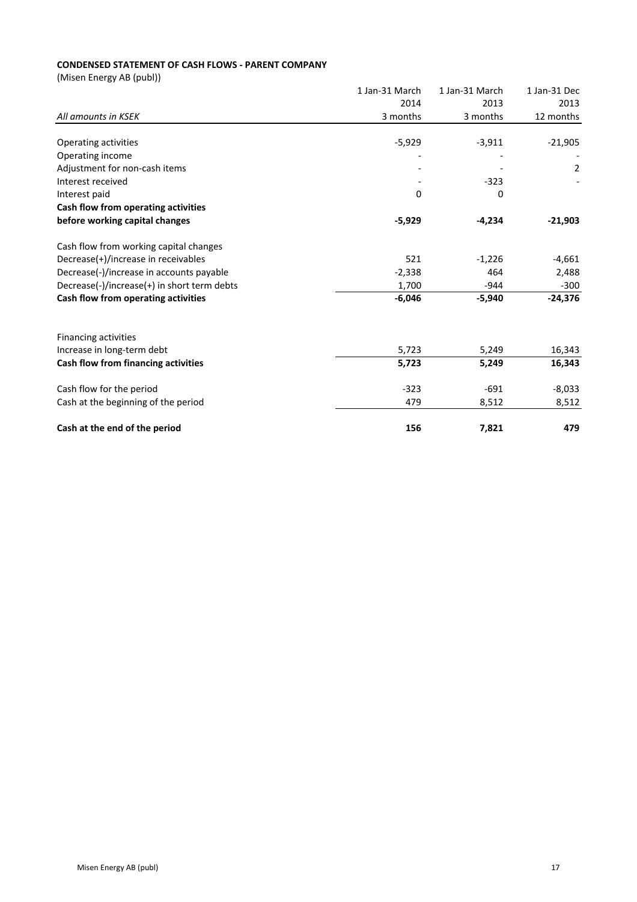**CONDENSED STATEMENT OF CASH FLOWS - PARENT COMPANY**

(Misen Energy AB (publ))

| *All amounts in KSEK* | 1 Jan-31 March 2014 3 months | 1 Jan-31 March 2013 3 months | 1 Jan-31 Dec 2013 12 months |
|---|---|---|---|
| Operating activities | -5,929 | -3,911 | -21,905 |
| Operating income | - | - | - |
| Adjustment for non-cash items | - | - | 2 |
| Interest received | - | -323 | - |
| Interest paid | 0 | 0 | |
| **Cash flow from operating activities before working capital changes** | **-5,929** | **-4,234** | **-21,903** |
| Cash flow from working capital changes | | | |
| Decrease(+)/increase in receivables | 521 | -1,226 | -4,661 |
| Decrease(-)/increase in accounts payable | -2,338 | 464 | 2,488 |
| Decrease(-)/increase(+) in short term debts | 1,700 | -944 | -300 |
| **Cash flow from operating activities** | **-6,046** | **-5,940** | **-24,376** |
| Financing activities | | | |
| Increase in long-term debt | 5,723 | 5,249 | 16,343 |
| **Cash flow from financing activities** | **5,723** | **5,249** | **16,343** |
| Cash flow for the period | -323 | -691 | -8,033 |
| Cash at the beginning of the period | 479 | 8,512 | 8,512 |
| **Cash at the end of the period** | **156** | **7,821** | **479** |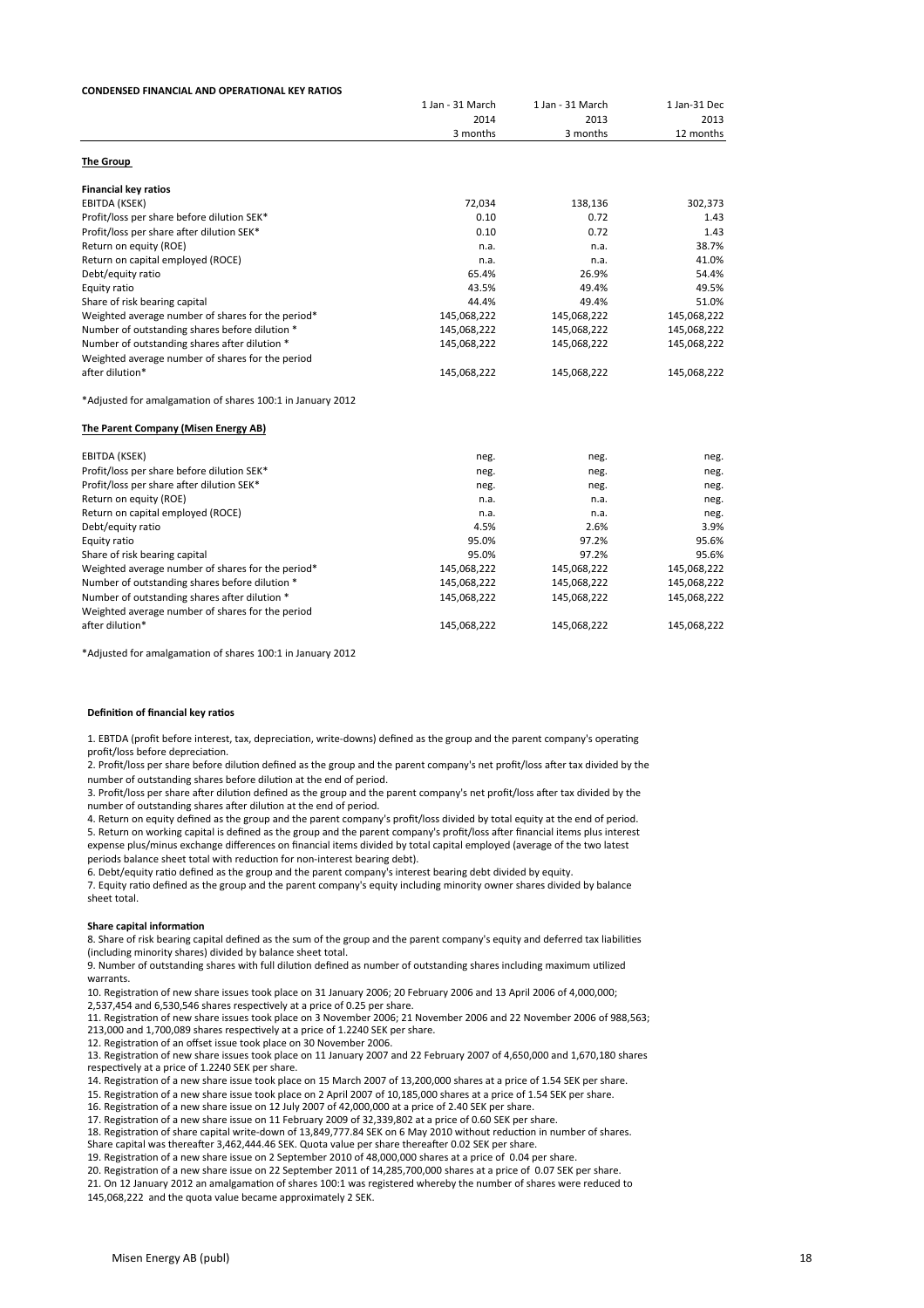**CONDENSED FINANCIAL AND OPERATIONAL KEY RATIOS**

| | 1 Jan - 31 March 2014 3 months | 1 Jan - 31 March 2013 3 months | 1 Jan-31 Dec 2013 12 months |
|---|---|---|---|
| **The Group** | | | |
| **Financial key ratios** | | | |
| EBITDA (KSEK) | 72,034 | 138,136 | 302,373 |
| Profit/loss per share before dilution SEK* | 0.10 | 0.72 | 1.43 |
| Profit/loss per share after dilution SEK* | 0.10 | 0.72 | 1.43 |
| Return on equity (ROE) | n.a. | n.a. | 38.7% |
| Return on capital employed (ROCE) | n.a. | n.a. | 41.0% |
| Debt/equity ratio | 65.4% | 26.9% | 54.4% |
| Equity ratio | 43.5% | 49.4% | 49.5% |
| Share of risk bearing capital | 44.4% | 49.4% | 51.0% |
| Weighted average number of shares for the period* | 145,068,222 | 145,068,222 | 145,068,222 |
| Number of outstanding shares before dilution * | 145,068,222 | 145,068,222 | 145,068,222 |
| Number of outstanding shares after dilution * | 145,068,222 | 145,068,222 | 145,068,222 |
| Weighted average number of shares for the period after dilution* | 145,068,222 | 145,068,222 | 145,068,222 |

*Adjusted for amalgamation of shares 100:1 in January 2012

**The Parent Company (Misen Energy AB)**

| | 1 Jan - 31 March 2014 3 months | 1 Jan - 31 March 2013 3 months | 1 Jan-31 Dec 2013 12 months |
|---|---|---|---|
| EBITDA (KSEK) | neg. | neg. | neg. |
| Profit/loss per share before dilution SEK* | neg. | neg. | neg. |
| Profit/loss per share after dilution SEK* | neg. | neg. | neg. |
| Return on equity (ROE) | n.a. | n.a. | neg. |
| Return on capital employed (ROCE) | n.a. | n.a. | neg. |
| Debt/equity ratio | 4.5% | 2.6% | 3.9% |
| Equity ratio | 95.0% | 97.2% | 95.6% |
| Share of risk bearing capital | 95.0% | 97.2% | 95.6% |
| Weighted average number of shares for the period* | 145,068,222 | 145,068,222 | 145,068,222 |
| Number of outstanding shares before dilution * | 145,068,222 | 145,068,222 | 145,068,222 |
| Number of outstanding shares after dilution * | 145,068,222 | 145,068,222 | 145,068,222 |
| Weighted average number of shares for the period after dilution* | 145,068,222 | 145,068,222 | 145,068,222 |

*Adjusted for amalgamation of shares 100:1 in January 2012

**Definition of financial key ratios**

1. EBTDA (profit before interest, tax, depreciation, write-downs) defined as the group and the parent company's operating profit/loss before depreciation.
2. Profit/loss per share before dilution defined as the group and the parent company's net profit/loss after tax divided by the number of outstanding shares before dilution at the end of period.
3. Profit/loss per share after dilution defined as the group and the parent company's net profit/loss after tax divided by the number of outstanding shares after dilution at the end of period.
4. Return on equity defined as the group and the parent company's profit/loss divided by total equity at the end of period.
5. Return on working capital is defined as the group and the parent company's profit/loss after financial items plus interest expense plus/minus exchange differences on financial items divided by total capital employed (average of the two latest periods balance sheet total with reduction for non-interest bearing debt).
6. Debt/equity ratio defined as the group and the parent company's interest bearing debt divided by equity.
7. Equity ratio defined as the group and the parent company's equity including minority owner shares divided by balance sheet total.

**Share capital information**

8. Share of risk bearing capital defined as the sum of the group and the parent company's equity and deferred tax liabilities (including minority shares) divided by balance sheet total.
9. Number of outstanding shares with full dilution defined as number of outstanding shares including maximum utilized warrants.
10. Registration of new share issues took place on 31 January 2006; 20 February 2006 and 13 April 2006 of 4,000,000; 2,537,454 and 6,530,546 shares respectively at a price of 0.25 per share.
11. Registration of new share issues took place on 3 November 2006; 21 November 2006 and 22 November 2006 of 988,563; 213,000 and 1,700,089 shares respectively at a price of 1.2240 SEK per share.
12. Registration of an offset issue took place on 30 November 2006.
13. Registration of new share issues took place on 11 January 2007 and 22 February 2007 of 4,650,000 and 1,670,180 shares respectively at a price of 1.2240 SEK per share.
14. Registration of a new share issue took place on 15 March 2007 of 13,200,000 shares at a price of 1.54 SEK per share.
15. Registration of a new share issue took place on 2 April 2007 of 10,185,000 shares at a price of 1.54 SEK per share.
16. Registration of a new share issue on 12 July 2007 of 42,000,000 at a price of 2.40 SEK per share.
17. Registration of a new share issue on 11 February 2009 of 32,339,802 at a price of 0.60 SEK per share.
18. Registration of share capital write-down of 13,849,777.84 SEK on 6 May 2010 without reduction in number of shares. Share capital was thereafter 3,462,444.46 SEK. Quota value per share thereafter 0.02 SEK per share.
19. Registration of a new share issue on 2 September 2010 of 48,000,000 shares at a price of 0.04 per share.
20. Registration of a new share issue on 22 September 2011 of 14,285,700,000 shares at a price of 0.07 SEK per share.
21. On 12 January 2012 an amalgamation of shares 100:1 was registered whereby the number of shares were reduced to 145,068,222 and the quota value became approximately 2 SEK.